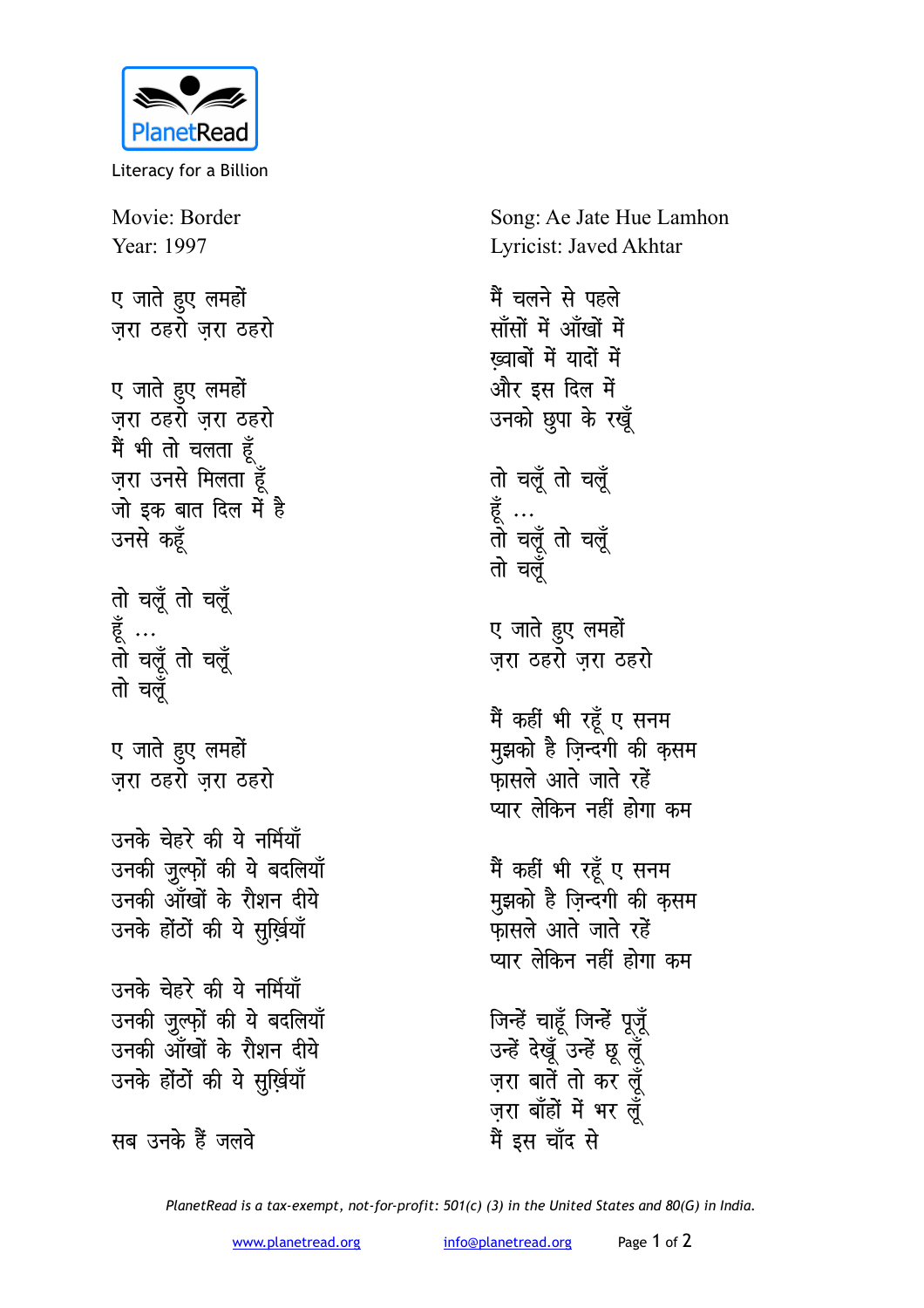PlanetRead

Literacy for a Billion

Movie: Border
Year: 1997

Song: Ae Jate Hue Lamhon
Lyricist: Javed Akhtar

ए जाते हुए लमहों
ज़रा ठहरो ज़रा ठहरो

ए जाते हुए लमहों
ज़रा ठहरो ज़रा ठहरो
मैं भी तो चलता हूँ
ज़रा उनसे मिलता हूँ
जो इक बात दिल में है
उनसे कहूँ

तो चलूँ तो चलूँ
हूँ ...
तो चलूँ तो चलूँ
तो चलूँ

ए जाते हुए लमहों
ज़रा ठहरो ज़रा ठहरो

उनके चेहरे की ये नर्मियाँ
उनकी ज़ुल्फ़ों की ये बदलियाँ
उनकी आँखों के रौशन दीये
उनके होंठों की ये सुर्ख़ियाँ

उनके चेहरे की ये नर्मियाँ
उनकी ज़ुल्फ़ों की ये बदलियाँ
उनकी आँखों के रौशन दीये
उनके होंठों की ये सुर्ख़ियाँ

सब उनके हैं जलवे

मैं चलने से पहले
साँसों में आँखों में
ख़्वाबों में यादों में
और इस दिल में
उनको छुपा के रखूँ

तो चलूँ तो चलूँ
हूँ ...
तो चलूँ तो चलूँ
तो चलूँ

ए जाते हुए लमहों
ज़रा ठहरो ज़रा ठहरो

मैं कहीं भी रहूँ ए सनम
मुझको है ज़िन्दगी की क़सम
फ़ासले आते जाते रहें
प्यार लेकिन नहीं होगा कम

मैं कहीं भी रहूँ ए सनम
मुझको है ज़िन्दगी की क़सम
फ़ासले आते जाते रहें
प्यार लेकिन नहीं होगा कम

जिन्हें चाहूँ जिन्हें पूजूँ
उन्हें देखूँ उन्हें छू लूँ
ज़रा बातें तो कर लूँ
ज़रा बाँहों में भर लूँ
मैं इस चाँद से

*PlanetRead is a tax-exempt, not-for-profit: 501(c) (3) in the United States and 80(G) in India.*

www.planetread.org info@planetread.org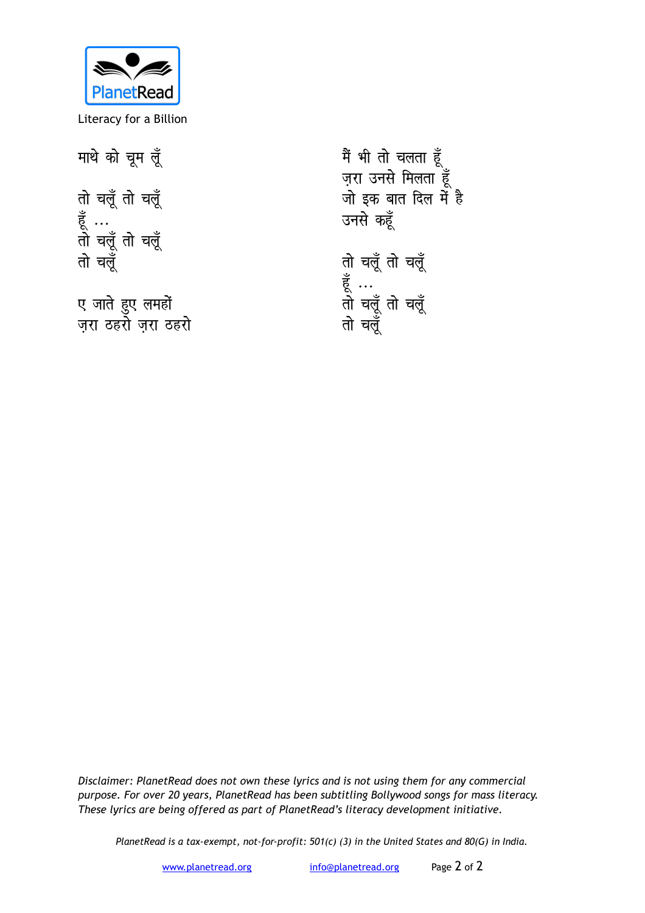PlanetRead

Literacy for a Billion

माथे को चूम लूँ

तो चलूँ तो चलूँ
हूँ ...
तो चलूँ तो चलूँ
तो चलूँ

ए जाते हुए लमहों
ज़रा ठहरो ज़रा ठहरो

मैं भी तो चलता हूँ
ज़रा उनसे मिलता हूँ
जो इक बात दिल में है
उनसे कहूँ

तो चलूँ तो चलूँ
हूँ ...
तो चलूँ तो चलूँ
तो चलूँ

*Disclaimer: PlanetRead does not own these lyrics and is not using them for any commercial purpose. For over 20 years, PlanetRead has been subtitling Bollywood songs for mass literacy. These lyrics are being offered as part of PlanetRead's literacy development initiative.*

*PlanetRead is a tax-exempt, not-for-profit: 501(c) (3) in the United States and 80(G) in India.*

www.planetread.org info@planetread.org